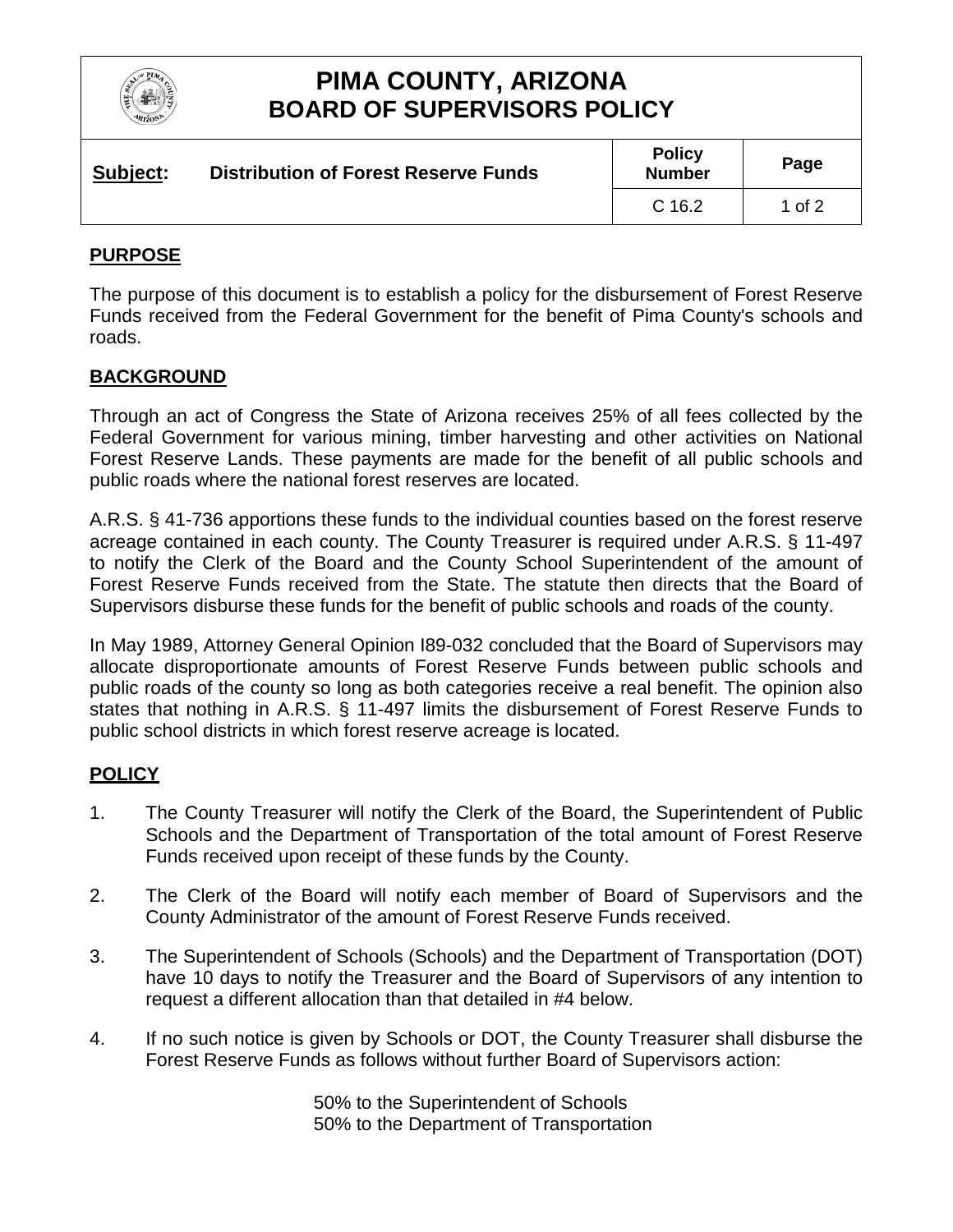# PIMA COUNTY, ARIZONA
# BOARD OF SUPERVISORS POLICY

| **Subject:** Distribution of Forest Reserve Funds | **Policy Number** | **Page** |
|---|---|---|
| | C 16.2 | 1 of 2 |

## PURPOSE

The purpose of this document is to establish a policy for the disbursement of Forest Reserve Funds received from the Federal Government for the benefit of Pima County's schools and roads.

## BACKGROUND

Through an act of Congress the State of Arizona receives 25% of all fees collected by the Federal Government for various mining, timber harvesting and other activities on National Forest Reserve Lands. These payments are made for the benefit of all public schools and public roads where the national forest reserves are located.

A.R.S. § 41-736 apportions these funds to the individual counties based on the forest reserve acreage contained in each county. The County Treasurer is required under A.R.S. § 11-497 to notify the Clerk of the Board and the County School Superintendent of the amount of Forest Reserve Funds received from the State. The statute then directs that the Board of Supervisors disburse these funds for the benefit of public schools and roads of the county.

In May 1989, Attorney General Opinion I89-032 concluded that the Board of Supervisors may allocate disproportionate amounts of Forest Reserve Funds between public schools and public roads of the county so long as both categories receive a real benefit. The opinion also states that nothing in A.R.S. § 11-497 limits the disbursement of Forest Reserve Funds to public school districts in which forest reserve acreage is located.

## POLICY

1. The County Treasurer will notify the Clerk of the Board, the Superintendent of Public Schools and the Department of Transportation of the total amount of Forest Reserve Funds received upon receipt of these funds by the County.

2. The Clerk of the Board will notify each member of Board of Supervisors and the County Administrator of the amount of Forest Reserve Funds received.

3. The Superintendent of Schools (Schools) and the Department of Transportation (DOT) have 10 days to notify the Treasurer and the Board of Supervisors of any intention to request a different allocation than that detailed in #4 below.

4. If no such notice is given by Schools or DOT, the County Treasurer shall disburse the Forest Reserve Funds as follows without further Board of Supervisors action:

   50% to the Superintendent of Schools
   50% to the Department of Transportation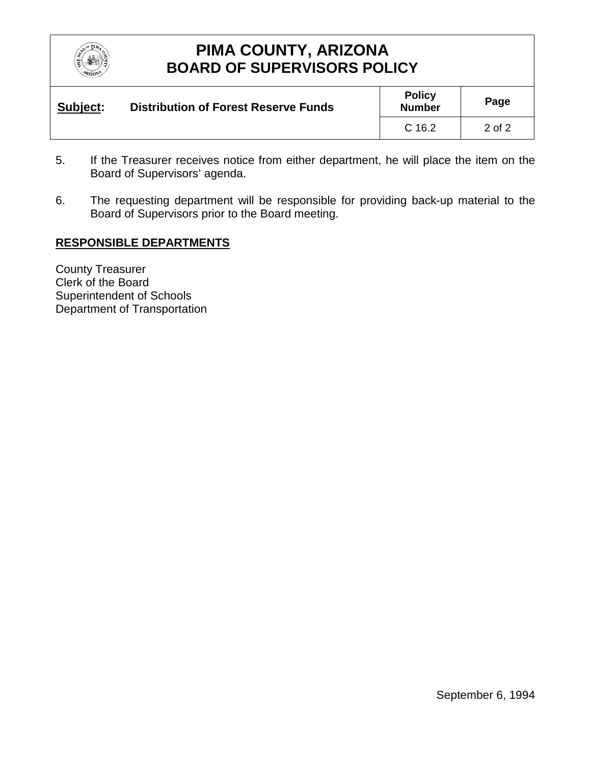5. If the Treasurer receives notice from either department, he will place the item on the Board of Supervisors' agenda.

6. The requesting department will be responsible for providing back-up material to the Board of Supervisors prior to the Board meeting.

**RESPONSIBLE DEPARTMENTS**

County Treasurer
Clerk of the Board
Superintendent of Schools
Department of Transportation

September 6, 1994